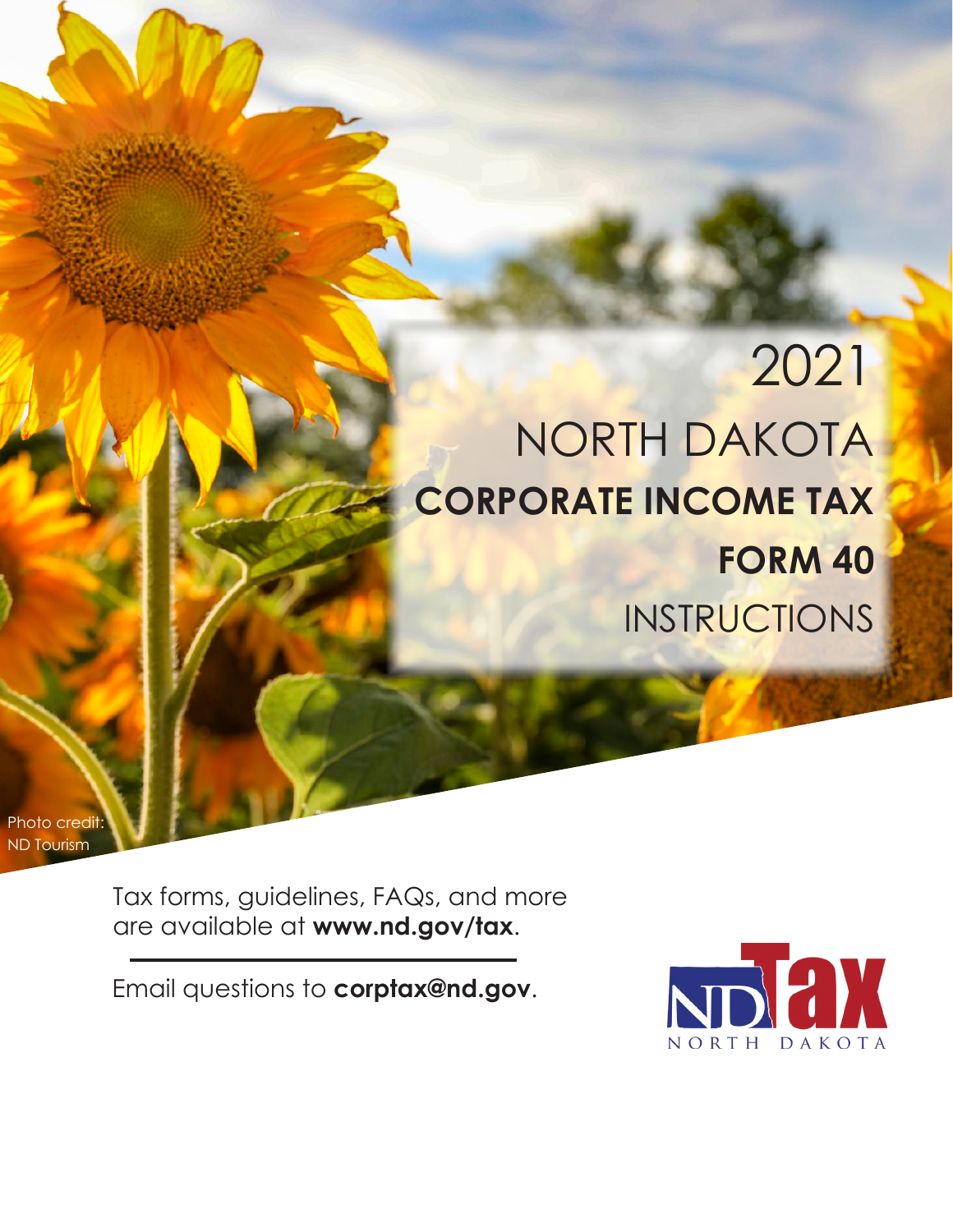# 2021 NORTH DAKOTA CORPORATE INCOME TAX FORM 40 INSTRUCTIONS

Photo credit: ND Tourism

Tax forms, guidelines, FAQs, and more are available at **www.nd.gov/tax**.

Email questions to **corptax@nd.gov**.

ND Tax
NORTH DAKOTA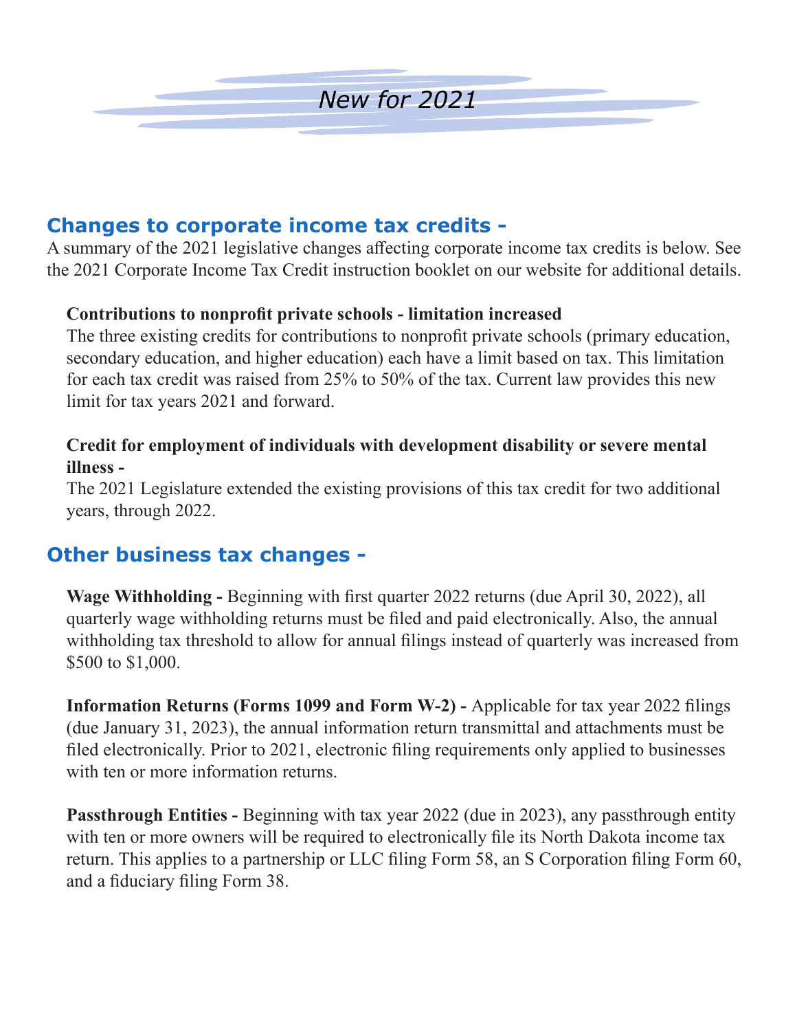# *New for 2021*

## Changes to corporate income tax credits -

A summary of the 2021 legislative changes affecting corporate income tax credits is below. See the 2021 Corporate Income Tax Credit instruction booklet on our website for additional details.

**Contributions to nonprofit private schools - limitation increased**

The three existing credits for contributions to nonprofit private schools (primary education, secondary education, and higher education) each have a limit based on tax. This limitation for each tax credit was raised from 25% to 50% of the tax. Current law provides this new limit for tax years 2021 and forward.

**Credit for employment of individuals with development disability or severe mental illness -**

The 2021 Legislature extended the existing provisions of this tax credit for two additional years, through 2022.

## Other business tax changes -

**Wage Withholding -** Beginning with first quarter 2022 returns (due April 30, 2022), all quarterly wage withholding returns must be filed and paid electronically. Also, the annual withholding tax threshold to allow for annual filings instead of quarterly was increased from $500 to $1,000.

**Information Returns (Forms 1099 and Form W-2) -** Applicable for tax year 2022 filings (due January 31, 2023), the annual information return transmittal and attachments must be filed electronically. Prior to 2021, electronic filing requirements only applied to businesses with ten or more information returns.

**Passthrough Entities -** Beginning with tax year 2022 (due in 2023), any passthrough entity with ten or more owners will be required to electronically file its North Dakota income tax return. This applies to a partnership or LLC filing Form 58, an S Corporation filing Form 60, and a fiduciary filing Form 38.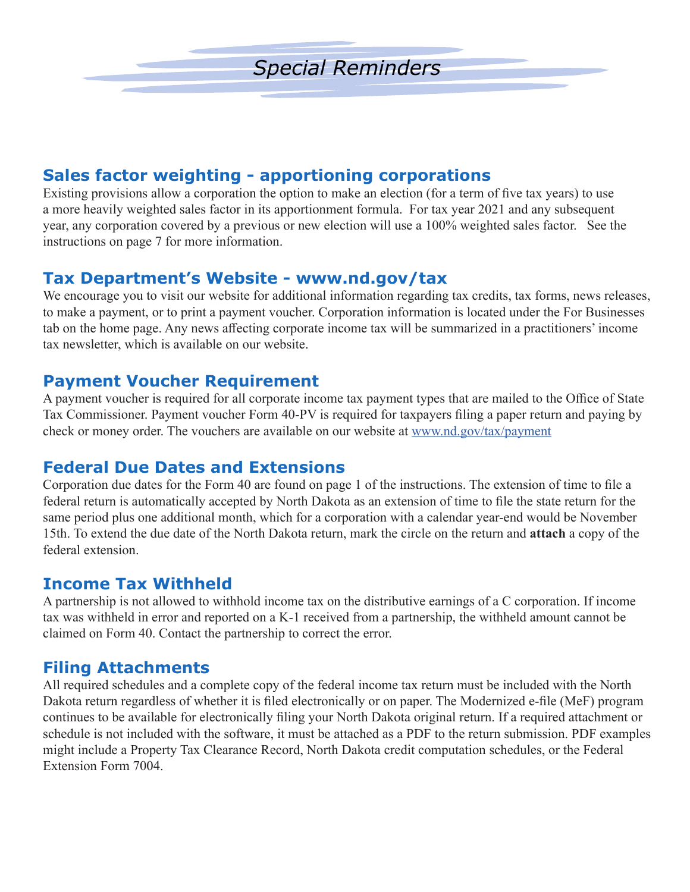# *Special Reminders*

## Sales factor weighting - apportioning corporations

Existing provisions allow a corporation the option to make an election (for a term of five tax years) to use a more heavily weighted sales factor in its apportionment formula. For tax year 2021 and any subsequent year, any corporation covered by a previous or new election will use a 100% weighted sales factor. See the instructions on page 7 for more information.

## Tax Department's Website - www.nd.gov/tax

We encourage you to visit our website for additional information regarding tax credits, tax forms, news releases, to make a payment, or to print a payment voucher. Corporation information is located under the For Businesses tab on the home page. Any news affecting corporate income tax will be summarized in a practitioners' income tax newsletter, which is available on our website.

## Payment Voucher Requirement

A payment voucher is required for all corporate income tax payment types that are mailed to the Office of State Tax Commissioner. Payment voucher Form 40-PV is required for taxpayers filing a paper return and paying by check or money order. The vouchers are available on our website at www.nd.gov/tax/payment

## Federal Due Dates and Extensions

Corporation due dates for the Form 40 are found on page 1 of the instructions. The extension of time to file a federal return is automatically accepted by North Dakota as an extension of time to file the state return for the same period plus one additional month, which for a corporation with a calendar year-end would be November 15th. To extend the due date of the North Dakota return, mark the circle on the return and **attach** a copy of the federal extension.

## Income Tax Withheld

A partnership is not allowed to withhold income tax on the distributive earnings of a C corporation. If income tax was withheld in error and reported on a K-1 received from a partnership, the withheld amount cannot be claimed on Form 40. Contact the partnership to correct the error.

## Filing Attachments

All required schedules and a complete copy of the federal income tax return must be included with the North Dakota return regardless of whether it is filed electronically or on paper. The Modernized e-file (MeF) program continues to be available for electronically filing your North Dakota original return. If a required attachment or schedule is not included with the software, it must be attached as a PDF to the return submission. PDF examples might include a Property Tax Clearance Record, North Dakota credit computation schedules, or the Federal Extension Form 7004.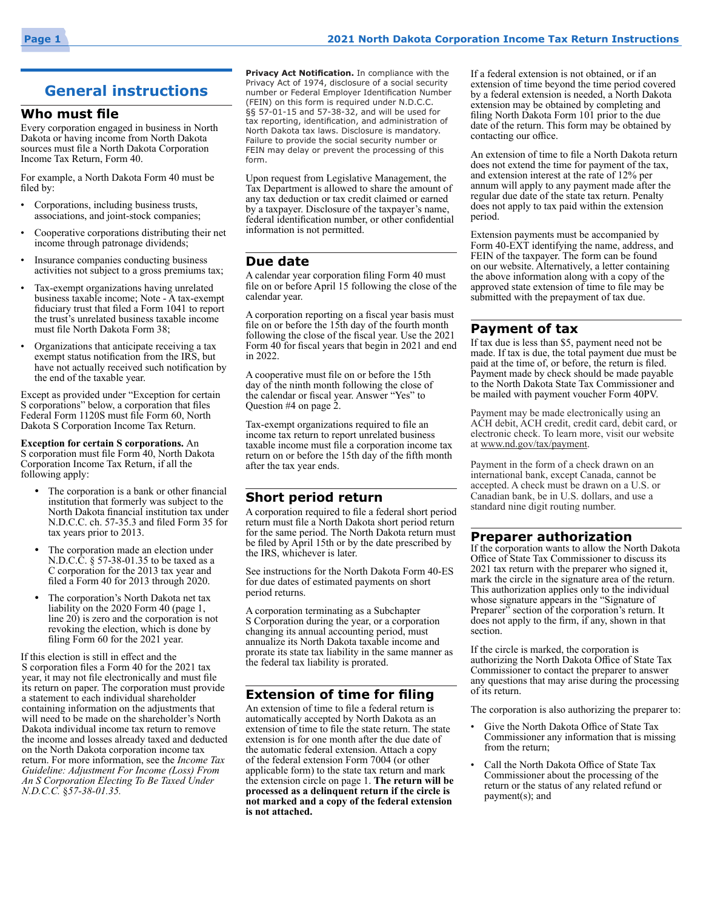# General instructions

## Who must file

Every corporation engaged in business in North Dakota or having income from North Dakota sources must file a North Dakota Corporation Income Tax Return, Form 40.

For example, a North Dakota Form 40 must be filed by:

- Corporations, including business trusts, associations, and joint-stock companies;
- Cooperative corporations distributing their net income through patronage dividends;
- Insurance companies conducting business activities not subject to a gross premiums tax;
- Tax-exempt organizations having unrelated business taxable income; Note - A tax-exempt fiduciary trust that filed a Form 1041 to report the trust's unrelated business taxable income must file North Dakota Form 38;
- Organizations that anticipate receiving a tax exempt status notification from the IRS, but have not actually received such notification by the end of the taxable year.

Except as provided under "Exception for certain S corporations" below, a corporation that files Federal Form 1120S must file Form 60, North Dakota S Corporation Income Tax Return.

**Exception for certain S corporations.** An S corporation must file Form 40, North Dakota Corporation Income Tax Return, if all the following apply:

- The corporation is a bank or other financial institution that formerly was subject to the North Dakota financial institution tax under N.D.C.C. ch. 57-35.3 and filed Form 35 for tax years prior to 2013.
- The corporation made an election under N.D.C.C. § 57-38-01.35 to be taxed as a C corporation for the 2013 tax year and filed a Form 40 for 2013 through 2020.
- The corporation's North Dakota net tax liability on the 2020 Form 40 (page 1, line 20) is zero and the corporation is not revoking the election, which is done by filing Form 60 for the 2021 year.

If this election is still in effect and the S corporation files a Form 40 for the 2021 tax year, it may not file electronically and must file its return on paper. The corporation must provide a statement to each individual shareholder containing information on the adjustments that will need to be made on the shareholder's North Dakota individual income tax return to remove the income and losses already taxed and deducted on the North Dakota corporation income tax return. For more information, see the *Income Tax Guideline: Adjustment For Income (Loss) From An S Corporation Electing To Be Taxed Under N.D.C.C. §57-38-01.35.*

**Privacy Act Notification.** In compliance with the Privacy Act of 1974, disclosure of a social security number or Federal Employer Identification Number (FEIN) on this form is required under N.D.C.C. §§ 57-01-15 and 57-38-32, and will be used for tax reporting, identification, and administration of North Dakota tax laws. Disclosure is mandatory. Failure to provide the social security number or FEIN may delay or prevent the processing of this form.

Upon request from Legislative Management, the Tax Department is allowed to share the amount of any tax deduction or tax credit claimed or earned by a taxpayer. Disclosure of the taxpayer's name, federal identification number, or other confidential information is not permitted.

## Due date

A calendar year corporation filing Form 40 must file on or before April 15 following the close of the calendar year.

A corporation reporting on a fiscal year basis must file on or before the 15th day of the fourth month following the close of the fiscal year. Use the 2021 Form 40 for fiscal years that begin in 2021 and end in 2022.

A cooperative must file on or before the 15th day of the ninth month following the close of the calendar or fiscal year. Answer "Yes" to Question #4 on page 2.

Tax-exempt organizations required to file an income tax return to report unrelated business taxable income must file a corporation income tax return on or before the 15th day of the fifth month after the tax year ends.

## Short period return

A corporation required to file a federal short period return must file a North Dakota short period return for the same period. The North Dakota return must be filed by April 15th or by the date prescribed by the IRS, whichever is later.

See instructions for the North Dakota Form 40-ES for due dates of estimated payments on short period returns.

A corporation terminating as a Subchapter S Corporation during the year, or a corporation changing its annual accounting period, must annualize its North Dakota taxable income and prorate its state tax liability in the same manner as the federal tax liability is prorated.

## Extension of time for filing

An extension of time to file a federal return is automatically accepted by North Dakota as an extension of time to file the state return. The state extension is for one month after the due date of the automatic federal extension. Attach a copy of the federal extension Form 7004 (or other applicable form) to the state tax return and mark the extension circle on page 1. **The return will be processed as a delinquent return if the circle is not marked and a copy of the federal extension is not attached.**

If a federal extension is not obtained, or if an extension of time beyond the time period covered by a federal extension is needed, a North Dakota extension may be obtained by completing and filing North Dakota Form 101 prior to the due date of the return. This form may be obtained by contacting our office.

An extension of time to file a North Dakota return does not extend the time for payment of the tax, and extension interest at the rate of 12% per annum will apply to any payment made after the regular due date of the state tax return. Penalty does not apply to tax paid within the extension period.

Extension payments must be accompanied by Form 40-EXT identifying the name, address, and FEIN of the taxpayer. The form can be found on our website. Alternatively, a letter containing the above information along with a copy of the approved state extension of time to file may be submitted with the prepayment of tax due.

## Payment of tax

If tax due is less than $5, payment need not be made. If tax is due, the total payment due must be paid at the time of, or before, the return is filed. Payment made by check should be made payable to the North Dakota State Tax Commissioner and be mailed with payment voucher Form 40PV.

Payment may be made electronically using an ACH debit, ACH credit, credit card, debit card, or electronic check. To learn more, visit our website at www.nd.gov/tax/payment.

Payment in the form of a check drawn on an international bank, except Canada, cannot be accepted. A check must be drawn on a U.S. or Canadian bank, be in U.S. dollars, and use a standard nine digit routing number.

## Preparer authorization

If the corporation wants to allow the North Dakota Office of State Tax Commissioner to discuss its 2021 tax return with the preparer who signed it, mark the circle in the signature area of the return. This authorization applies only to the individual whose signature appears in the "Signature of Preparer" section of the corporation's return. It does not apply to the firm, if any, shown in that section.

If the circle is marked, the corporation is authorizing the North Dakota Office of State Tax Commissioner to contact the preparer to answer any questions that may arise during the processing of its return.

The corporation is also authorizing the preparer to:

- Give the North Dakota Office of State Tax Commissioner any information that is missing from the return;
- Call the North Dakota Office of State Tax Commissioner about the processing of the return or the status of any related refund or payment(s); and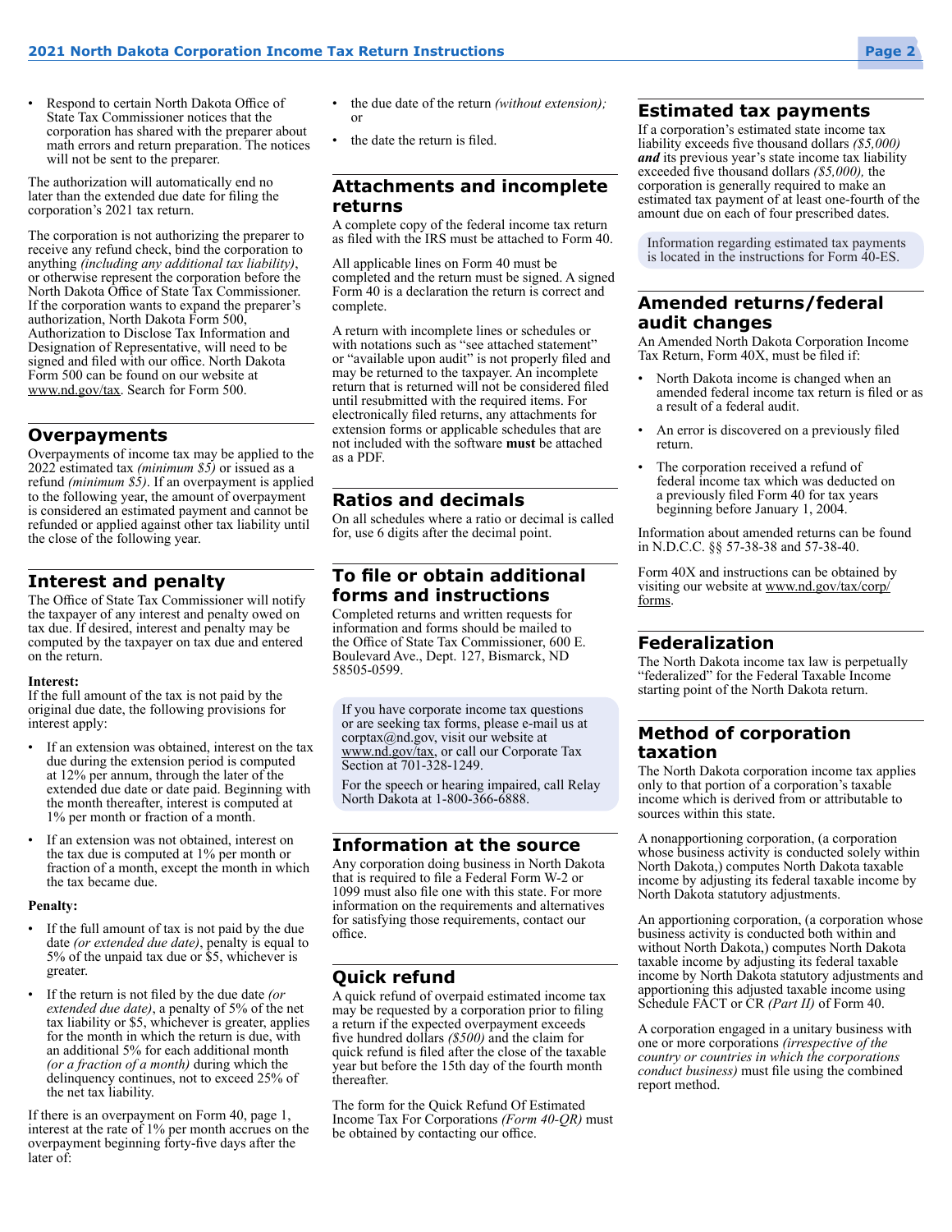- Respond to certain North Dakota Office of State Tax Commissioner notices that the corporation has shared with the preparer about math errors and return preparation. The notices will not be sent to the preparer.

The authorization will automatically end no later than the extended due date for filing the corporation's 2021 tax return.

The corporation is not authorizing the preparer to receive any refund check, bind the corporation to anything *(including any additional tax liability)*, or otherwise represent the corporation before the North Dakota Office of State Tax Commissioner. If the corporation wants to expand the preparer's authorization, North Dakota Form 500, Authorization to Disclose Tax Information and Designation of Representative, will need to be signed and filed with our office. North Dakota Form 500 can be found on our website at www.nd.gov/tax. Search for Form 500.

## Overpayments

Overpayments of income tax may be applied to the 2022 estimated tax *(minimum $5)* or issued as a refund *(minimum $5)*. If an overpayment is applied to the following year, the amount of overpayment is considered an estimated payment and cannot be refunded or applied against other tax liability until the close of the following year.

## Interest and penalty

The Office of State Tax Commissioner will notify the taxpayer of any interest and penalty owed on tax due. If desired, interest and penalty may be computed by the taxpayer on tax due and entered on the return.

**Interest:**
If the full amount of the tax is not paid by the original due date, the following provisions for interest apply:

- If an extension was obtained, interest on the tax due during the extension period is computed at 12% per annum, through the later of the extended due date or date paid. Beginning with the month thereafter, interest is computed at 1% per month or fraction of a month.
- If an extension was not obtained, interest on the tax due is computed at 1% per month or fraction of a month, except the month in which the tax became due.

**Penalty:**

- If the full amount of tax is not paid by the due date *(or extended due date)*, penalty is equal to 5% of the unpaid tax due or $5, whichever is greater.
- If the return is not filed by the due date *(or extended due date)*, a penalty of 5% of the net tax liability or $5, whichever is greater, applies for the month in which the return is due, with an additional 5% for each additional month *(or a fraction of a month)* during which the delinquency continues, not to exceed 25% of the net tax liability.

If there is an overpayment on Form 40, page 1, interest at the rate of 1% per month accrues on the overpayment beginning forty-five days after the later of:

- the due date of the return *(without extension)*; or
- the date the return is filed.

## Attachments and incomplete returns

A complete copy of the federal income tax return as filed with the IRS must be attached to Form 40.

All applicable lines on Form 40 must be completed and the return must be signed. A signed Form 40 is a declaration the return is correct and complete.

A return with incomplete lines or schedules or with notations such as "see attached statement" or "available upon audit" is not properly filed and may be returned to the taxpayer. An incomplete return that is returned will not be considered filed until resubmitted with the required items. For electronically filed returns, any attachments for extension forms or applicable schedules that are not included with the software **must** be attached as a PDF.

## Ratios and decimals

On all schedules where a ratio or decimal is called for, use 6 digits after the decimal point.

## To file or obtain additional forms and instructions

Completed returns and written requests for information and forms should be mailed to the Office of State Tax Commissioner, 600 E. Boulevard Ave., Dept. 127, Bismarck, ND 58505-0599.

If you have corporate income tax questions or are seeking tax forms, please e-mail us at corptax@nd.gov, visit our website at www.nd.gov/tax, or call our Corporate Tax Section at 701-328-1249.

For the speech or hearing impaired, call Relay North Dakota at 1-800-366-6888.

## Information at the source

Any corporation doing business in North Dakota that is required to file a Federal Form W-2 or 1099 must also file one with this state. For more information on the requirements and alternatives for satisfying those requirements, contact our office.

## Quick refund

A quick refund of overpaid estimated income tax may be requested by a corporation prior to filing a return if the expected overpayment exceeds five hundred dollars *($500)* and the claim for quick refund is filed after the close of the taxable year but before the 15th day of the fourth month thereafter.

The form for the Quick Refund Of Estimated Income Tax For Corporations *(Form 40-QR)* must be obtained by contacting our office.

## Estimated tax payments

If a corporation's estimated state income tax liability exceeds five thousand dollars *($5,000)* ***and*** its previous year's state income tax liability exceeded five thousand dollars *($5,000),* the corporation is generally required to make an estimated tax payment of at least one-fourth of the amount due on each of four prescribed dates.

Information regarding estimated tax payments is located in the instructions for Form 40-ES.

## Amended returns/federal audit changes

An Amended North Dakota Corporation Income Tax Return, Form 40X, must be filed if:

- North Dakota income is changed when an amended federal income tax return is filed or as a result of a federal audit.
- An error is discovered on a previously filed return.
- The corporation received a refund of federal income tax which was deducted on a previously filed Form 40 for tax years beginning before January 1, 2004.

Information about amended returns can be found in N.D.C.C. §§ 57-38-38 and 57-38-40.

Form 40X and instructions can be obtained by visiting our website at www.nd.gov/tax/corp/forms.

## Federalization

The North Dakota income tax law is perpetually "federalized" for the Federal Taxable Income starting point of the North Dakota return.

## Method of corporation taxation

The North Dakota corporation income tax applies only to that portion of a corporation's taxable income which is derived from or attributable to sources within this state.

A nonapportioning corporation, (a corporation whose business activity is conducted solely within North Dakota,) computes North Dakota taxable income by adjusting its federal taxable income by North Dakota statutory adjustments.

An apportioning corporation, (a corporation whose business activity is conducted both within and without North Dakota,) computes North Dakota taxable income by adjusting its federal taxable income by North Dakota statutory adjustments and apportioning this adjusted taxable income using Schedule FACT or CR *(Part II)* of Form 40.

A corporation engaged in a unitary business with one or more corporations *(irrespective of the country or countries in which the corporations conduct business)* must file using the combined report method.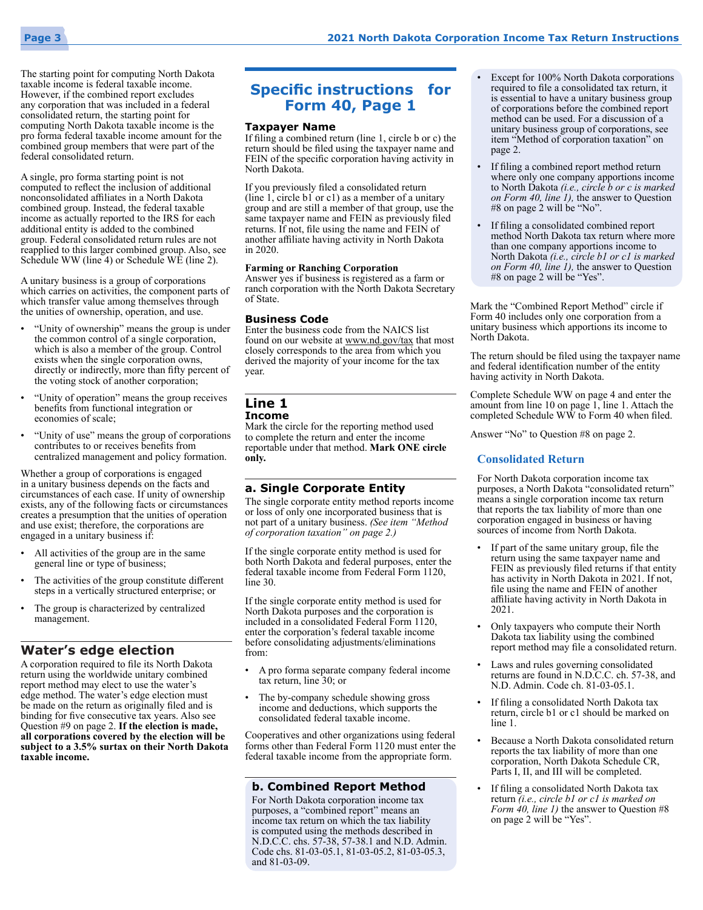The starting point for computing North Dakota taxable income is federal taxable income. However, if the combined report excludes any corporation that was included in a federal consolidated return, the starting point for computing North Dakota taxable income is the pro forma federal taxable income amount for the combined group members that were part of the federal consolidated return.

A single, pro forma starting point is not computed to reflect the inclusion of additional nonconsolidated affiliates in a North Dakota combined group. Instead, the federal taxable income as actually reported to the IRS for each additional entity is added to the combined group. Federal consolidated return rules are not reapplied to this larger combined group. Also, see Schedule WW (line 4) or Schedule WE (line 2).

A unitary business is a group of corporations which carries on activities, the component parts of which transfer value among themselves through the unities of ownership, operation, and use.

- "Unity of ownership" means the group is under the common control of a single corporation, which is also a member of the group. Control exists when the single corporation owns, directly or indirectly, more than fifty percent of the voting stock of another corporation;
- "Unity of operation" means the group receives benefits from functional integration or economies of scale;
- "Unity of use" means the group of corporations contributes to or receives benefits from centralized management and policy formation.

Whether a group of corporations is engaged in a unitary business depends on the facts and circumstances of each case. If unity of ownership exists, any of the following facts or circumstances creates a presumption that the unities of operation and use exist; therefore, the corporations are engaged in a unitary business if:

- All activities of the group are in the same general line or type of business;
- The activities of the group constitute different steps in a vertically structured enterprise; or
- The group is characterized by centralized management.

## Water's edge election

A corporation required to file its North Dakota return using the worldwide unitary combined report method may elect to use the water's edge method. The water's edge election must be made on the return as originally filed and is binding for five consecutive tax years. Also see Question #9 on page 2. **If the election is made, all corporations covered by the election will be subject to a 3.5% surtax on their North Dakota taxable income.**

## Specific instructions for Form 40, Page 1

### Taxpayer Name

If filing a combined return (line 1, circle b or c) the return should be filed using the taxpayer name and FEIN of the specific corporation having activity in North Dakota.

If you previously filed a consolidated return (line 1, circle b1 or c1) as a member of a unitary group and are still a member of that group, use the same taxpayer name and FEIN as previously filed returns. If not, file using the name and FEIN of another affiliate having activity in North Dakota in 2020.

**Farming or Ranching Corporation**
Answer yes if business is registered as a farm or ranch corporation with the North Dakota Secretary of State.

### Business Code

Enter the business code from the NAICS list found on our website at www.nd.gov/tax that most closely corresponds to the area from which you derived the majority of your income for the tax year.

## Line 1

### Income

Mark the circle for the reporting method used to complete the return and enter the income reportable under that method. **Mark ONE circle only.**

### a. Single Corporate Entity

The single corporate entity method reports income or loss of only one incorporated business that is not part of a unitary business. *(See item "Method of corporation taxation" on page 2.)*

If the single corporate entity method is used for both North Dakota and federal purposes, enter the federal taxable income from Federal Form 1120, line 30.

If the single corporate entity method is used for North Dakota purposes and the corporation is included in a consolidated Federal Form 1120, enter the corporation's federal taxable income before consolidating adjustments/eliminations from:

- A pro forma separate company federal income tax return, line 30; or
- The by-company schedule showing gross income and deductions, which supports the consolidated federal taxable income.

Cooperatives and other organizations using federal forms other than Federal Form 1120 must enter the federal taxable income from the appropriate form.

### b. Combined Report Method

For North Dakota corporation income tax purposes, a "combined report" means an income tax return on which the tax liability is computed using the methods described in N.D.C.C. chs. 57-38, 57-38.1 and N.D. Admin. Code chs. 81-03-05.1, 81-03-05.2, 81-03-05.3, and 81-03-09.

- Except for 100% North Dakota corporations required to file a consolidated tax return, it is essential to have a unitary business group of corporations before the combined report method can be used. For a discussion of a unitary business group of corporations, see item "Method of corporation taxation" on page 2.
- If filing a combined report method return where only one company apportions income to North Dakota *(i.e., circle b or c is marked on Form 40, line 1),* the answer to Question #8 on page 2 will be "No".
- If filing a consolidated combined report method North Dakota tax return where more than one company apportions income to North Dakota *(i.e., circle b1 or c1 is marked on Form 40, line 1),* the answer to Question #8 on page 2 will be "Yes".

Mark the "Combined Report Method" circle if Form 40 includes only one corporation from a unitary business which apportions its income to North Dakota.

The return should be filed using the taxpayer name and federal identification number of the entity having activity in North Dakota.

Complete Schedule WW on page 4 and enter the amount from line 10 on page 1, line 1. Attach the completed Schedule WW to Form 40 when filed.

Answer "No" to Question #8 on page 2.

#### Consolidated Return

For North Dakota corporation income tax purposes, a North Dakota "consolidated return" means a single corporation income tax return that reports the tax liability of more than one corporation engaged in business or having sources of income from North Dakota.

- If part of the same unitary group, file the return using the same taxpayer name and FEIN as previously filed returns if that entity has activity in North Dakota in 2021. If not, file using the name and FEIN of another affiliate having activity in North Dakota in 2021.
- Only taxpayers who compute their North Dakota tax liability using the combined report method may file a consolidated return.
- Laws and rules governing consolidated returns are found in N.D.C.C. ch. 57-38, and N.D. Admin. Code ch. 81-03-05.1.
- If filing a consolidated North Dakota tax return, circle b1 or c1 should be marked on line 1.
- Because a North Dakota consolidated return reports the tax liability of more than one corporation, North Dakota Schedule CR, Parts I, II, and III will be completed.
- If filing a consolidated North Dakota tax return *(i.e., circle b1 or c1 is marked on Form 40, line 1)* the answer to Question #8 on page 2 will be "Yes".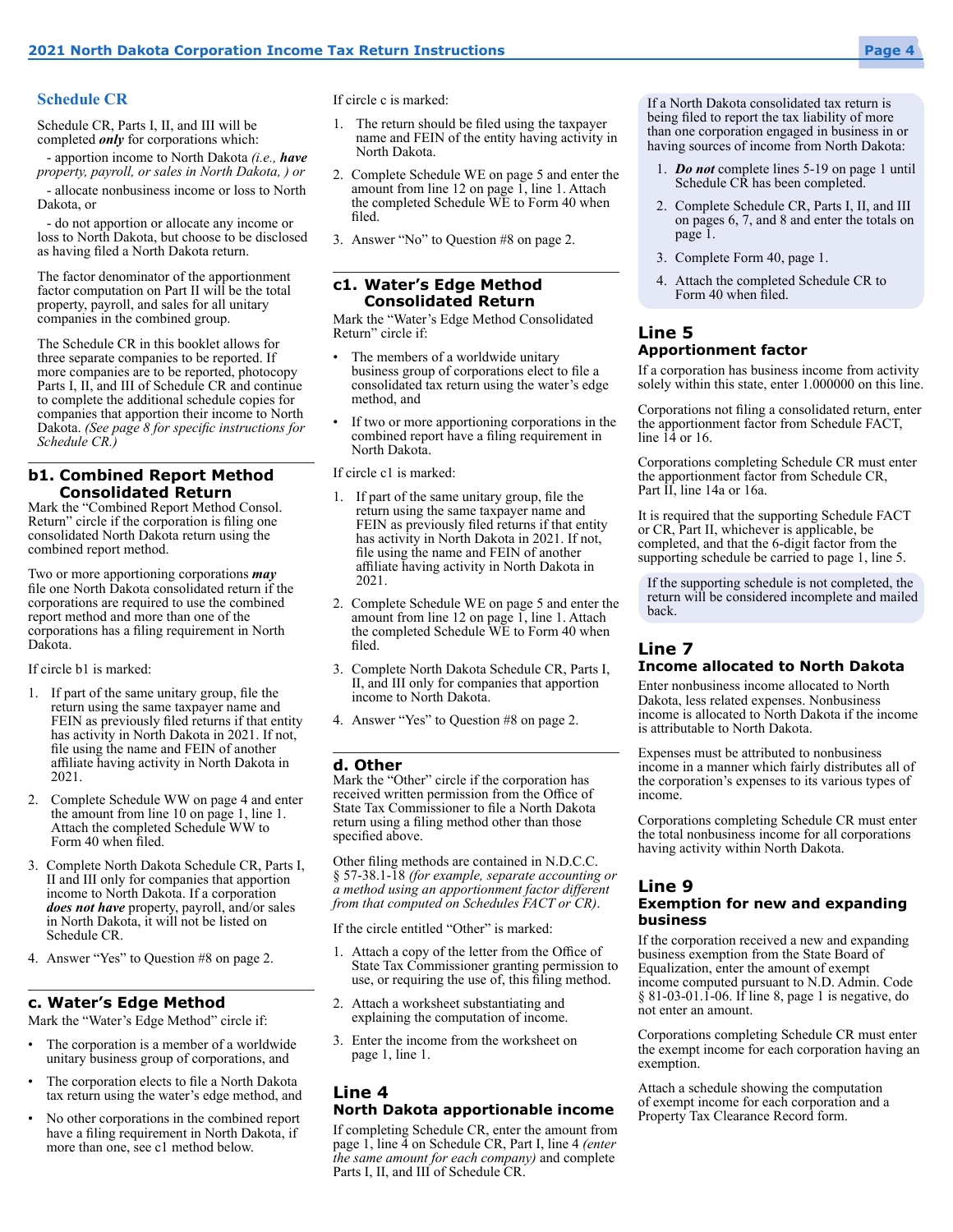## Schedule CR

Schedule CR, Parts I, II, and III will be completed ***only*** for corporations which:

- apportion income to North Dakota *(i.e., **have** property, payroll, or sales in North Dakota, )* or

- allocate nonbusiness income or loss to North Dakota, or

- do not apportion or allocate any income or loss to North Dakota, but choose to be disclosed as having filed a North Dakota return.

The factor denominator of the apportionment factor computation on Part II will be the total property, payroll, and sales for all unitary companies in the combined group.

The Schedule CR in this booklet allows for three separate companies to be reported. If more companies are to be reported, photocopy Parts I, II, and III of Schedule CR and continue to complete the additional schedule copies for companies that apportion their income to North Dakota. *(See page 8 for specific instructions for Schedule CR.)*

### b1. Combined Report Method Consolidated Return

Mark the "Combined Report Method Consol. Return" circle if the corporation is filing one consolidated North Dakota return using the combined report method.

Two or more apportioning corporations ***may*** file one North Dakota consolidated return if the corporations are required to use the combined report method and more than one of the corporations has a filing requirement in North Dakota.

If circle b1 is marked:

1. If part of the same unitary group, file the return using the same taxpayer name and FEIN as previously filed returns if that entity has activity in North Dakota in 2021. If not, file using the name and FEIN of another affiliate having activity in North Dakota in 2021.
2. Complete Schedule WW on page 4 and enter the amount from line 10 on page 1, line 1. Attach the completed Schedule WW to Form 40 when filed.
3. Complete North Dakota Schedule CR, Parts I, II and III only for companies that apportion income to North Dakota. If a corporation ***does not have*** property, payroll, and/or sales in North Dakota, it will not be listed on Schedule CR.
4. Answer "Yes" to Question #8 on page 2.

### c. Water's Edge Method

Mark the "Water's Edge Method" circle if:

- The corporation is a member of a worldwide unitary business group of corporations, and
- The corporation elects to file a North Dakota tax return using the water's edge method, and
- No other corporations in the combined report have a filing requirement in North Dakota, if more than one, see c1 method below.

If circle c is marked:

1. The return should be filed using the taxpayer name and FEIN of the entity having activity in North Dakota.
2. Complete Schedule WE on page 5 and enter the amount from line 12 on page 1, line 1. Attach the completed Schedule WE to Form 40 when filed.
3. Answer "No" to Question #8 on page 2.

### c1. Water's Edge Method Consolidated Return

Mark the "Water's Edge Method Consolidated Return" circle if:

- The members of a worldwide unitary business group of corporations elect to file a consolidated tax return using the water's edge method, and
- If two or more apportioning corporations in the combined report have a filing requirement in North Dakota.

If circle c1 is marked:

1. If part of the same unitary group, file the return using the same taxpayer name and FEIN as previously filed returns if that entity has activity in North Dakota in 2021. If not, file using the name and FEIN of another affiliate having activity in North Dakota in 2021.
2. Complete Schedule WE on page 5 and enter the amount from line 12 on page 1, line 1. Attach the completed Schedule WE to Form 40 when filed.
3. Complete North Dakota Schedule CR, Parts I, II, and III only for companies that apportion income to North Dakota.
4. Answer "Yes" to Question #8 on page 2.

### d. Other

Mark the "Other" circle if the corporation has received written permission from the Office of State Tax Commissioner to file a North Dakota return using a filing method other than those specified above.

Other filing methods are contained in N.D.C.C. § 57-38.1-18 *(for example, separate accounting or a method using an apportionment factor different from that computed on Schedules FACT or CR)*.

If the circle entitled "Other" is marked:

1. Attach a copy of the letter from the Office of State Tax Commissioner granting permission to use, or requiring the use of, this filing method.
2. Attach a worksheet substantiating and explaining the computation of income.
3. Enter the income from the worksheet on page 1, line 1.

### Line 4
#### North Dakota apportionable income

If completing Schedule CR, enter the amount from page 1, line 4 on Schedule CR, Part I, line 4 *(enter the same amount for each company)* and complete Parts I, II, and III of Schedule CR.

If a North Dakota consolidated tax return is being filed to report the tax liability of more than one corporation engaged in business in or having sources of income from North Dakota:

1. ***Do not*** complete lines 5-19 on page 1 until Schedule CR has been completed.
2. Complete Schedule CR, Parts I, II, and III on pages 6, 7, and 8 and enter the totals on page 1.
3. Complete Form 40, page 1.
4. Attach the completed Schedule CR to Form 40 when filed.

### Line 5
#### Apportionment factor

If a corporation has business income from activity solely within this state, enter 1.000000 on this line.

Corporations not filing a consolidated return, enter the apportionment factor from Schedule FACT, line 14 or 16.

Corporations completing Schedule CR must enter the apportionment factor from Schedule CR, Part II, line 14a or 16a.

It is required that the supporting Schedule FACT or CR, Part II, whichever is applicable, be completed, and that the 6-digit factor from the supporting schedule be carried to page 1, line 5.

If the supporting schedule is not completed, the return will be considered incomplete and mailed back.

### Line 7
#### Income allocated to North Dakota

Enter nonbusiness income allocated to North Dakota, less related expenses. Nonbusiness income is allocated to North Dakota if the income is attributable to North Dakota.

Expenses must be attributed to nonbusiness income in a manner which fairly distributes all of the corporation's expenses to its various types of income.

Corporations completing Schedule CR must enter the total nonbusiness income for all corporations having activity within North Dakota.

### Line 9
#### Exemption for new and expanding business

If the corporation received a new and expanding business exemption from the State Board of Equalization, enter the amount of exempt income computed pursuant to N.D. Admin. Code § 81-03-01.1-06. If line 8, page 1 is negative, do not enter an amount.

Corporations completing Schedule CR must enter the exempt income for each corporation having an exemption.

Attach a schedule showing the computation of exempt income for each corporation and a Property Tax Clearance Record form.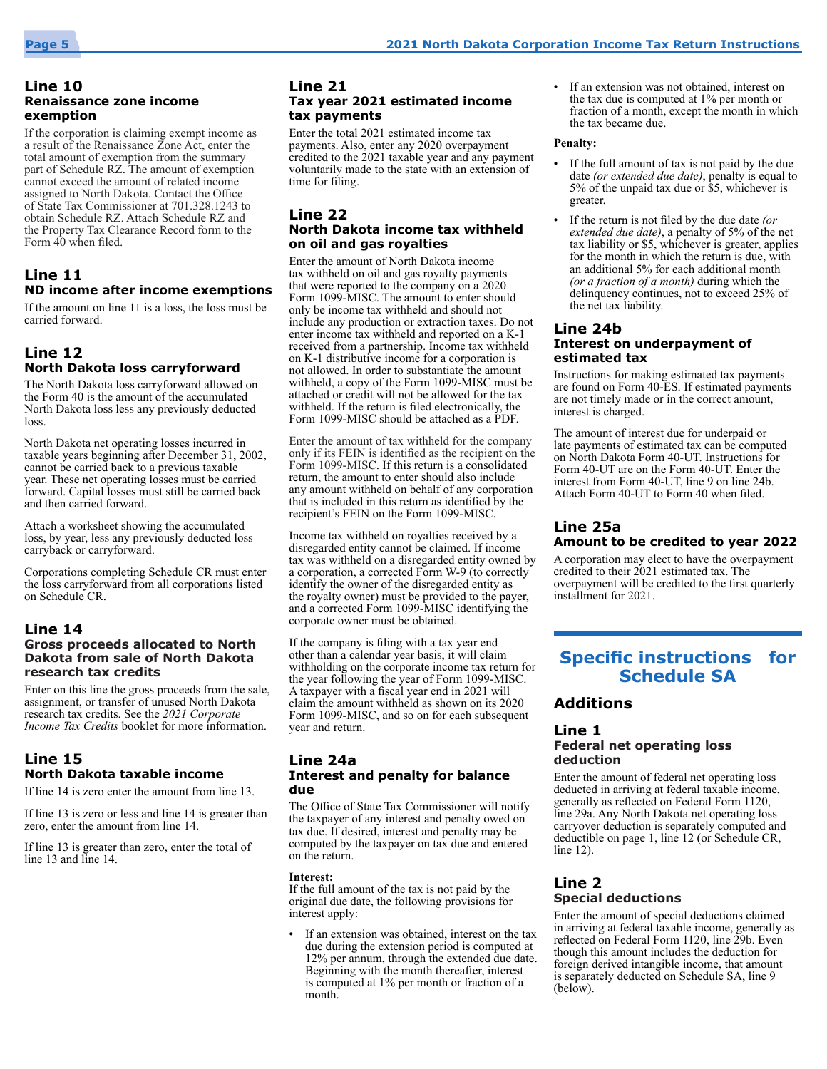### Line 10
**Renaissance zone income exemption**

If the corporation is claiming exempt income as a result of the Renaissance Zone Act, enter the total amount of exemption from the summary part of Schedule RZ. The amount of exemption cannot exceed the amount of related income assigned to North Dakota. Contact the Office of State Tax Commissioner at 701.328.1243 to obtain Schedule RZ. Attach Schedule RZ and the Property Tax Clearance Record form to the Form 40 when filed.

### Line 11
**ND income after income exemptions**

If the amount on line 11 is a loss, the loss must be carried forward.

### Line 12
**North Dakota loss carryforward**

The North Dakota loss carryforward allowed on the Form 40 is the amount of the accumulated North Dakota loss less any previously deducted loss.

North Dakota net operating losses incurred in taxable years beginning after December 31, 2002, cannot be carried back to a previous taxable year. These net operating losses must be carried forward. Capital losses must still be carried back and then carried forward.

Attach a worksheet showing the accumulated loss, by year, less any previously deducted loss carryback or carryforward.

Corporations completing Schedule CR must enter the loss carryforward from all corporations listed on Schedule CR.

### Line 14
**Gross proceeds allocated to North Dakota from sale of North Dakota research tax credits**

Enter on this line the gross proceeds from the sale, assignment, or transfer of unused North Dakota research tax credits. See the *2021 Corporate Income Tax Credits* booklet for more information.

### Line 15
**North Dakota taxable income**

If line 14 is zero enter the amount from line 13.

If line 13 is zero or less and line 14 is greater than zero, enter the amount from line 14.

If line 13 is greater than zero, enter the total of line 13 and line 14.

### Line 21
**Tax year 2021 estimated income tax payments**

Enter the total 2021 estimated income tax payments. Also, enter any 2020 overpayment credited to the 2021 taxable year and any payment voluntarily made to the state with an extension of time for filing.

### Line 22
**North Dakota income tax withheld on oil and gas royalties**

Enter the amount of North Dakota income tax withheld on oil and gas royalty payments that were reported to the company on a 2020 Form 1099-MISC. The amount to enter should only be income tax withheld and should not include any production or extraction taxes. Do not enter income tax withheld and reported on a K-1 received from a partnership. Income tax withheld on K-1 distributive income for a corporation is not allowed. In order to substantiate the amount withheld, a copy of the Form 1099-MISC must be attached or credit will not be allowed for the tax withheld. If the return is filed electronically, the Form 1099-MISC should be attached as a PDF.

Enter the amount of tax withheld for the company only if its FEIN is identified as the recipient on the Form 1099-MISC. If this return is a consolidated return, the amount to enter should also include any amount withheld on behalf of any corporation that is included in this return as identified by the recipient's FEIN on the Form 1099-MISC.

Income tax withheld on royalties received by a disregarded entity cannot be claimed. If income tax was withheld on a disregarded entity owned by a corporation, a corrected Form W-9 (to correctly identify the owner of the disregarded entity as the royalty owner) must be provided to the payer, and a corrected Form 1099-MISC identifying the corporate owner must be obtained.

If the company is filing with a tax year end other than a calendar year basis, it will claim withholding on the corporate income tax return for the year following the year of Form 1099-MISC. A taxpayer with a fiscal year end in 2021 will claim the amount withheld as shown on its 2020 Form 1099-MISC, and so on for each subsequent year and return.

### Line 24a
**Interest and penalty for balance due**

The Office of State Tax Commissioner will notify the taxpayer of any interest and penalty owed on tax due. If desired, interest and penalty may be computed by the taxpayer on tax due and entered on the return.

**Interest:**
If the full amount of the tax is not paid by the original due date, the following provisions for interest apply:

- If an extension was obtained, interest on the tax due during the extension period is computed at 12% per annum, through the extended due date. Beginning with the month thereafter, interest is computed at 1% per month or fraction of a month.
- If an extension was not obtained, interest on the tax due is computed at 1% per month or fraction of a month, except the month in which the tax became due.

**Penalty:**

- If the full amount of tax is not paid by the due date *(or extended due date)*, penalty is equal to 5% of the unpaid tax due or $5, whichever is greater.
- If the return is not filed by the due date *(or extended due date)*, a penalty of 5% of the net tax liability or $5, whichever is greater, applies for the month in which the return is due, with an additional 5% for each additional month *(or a fraction of a month)* during which the delinquency continues, not to exceed 25% of the net tax liability.

### Line 24b
**Interest on underpayment of estimated tax**

Instructions for making estimated tax payments are found on Form 40-ES. If estimated payments are not timely made or in the correct amount, interest is charged.

The amount of interest due for underpaid or late payments of estimated tax can be computed on North Dakota Form 40-UT. Instructions for Form 40-UT are on the Form 40-UT. Enter the interest from Form 40-UT, line 9 on line 24b. Attach Form 40-UT to Form 40 when filed.

### Line 25a
**Amount to be credited to year 2022**

A corporation may elect to have the overpayment credited to their 2021 estimated tax. The overpayment will be credited to the first quarterly installment for 2021.

# Specific instructions for Schedule SA

## Additions

### Line 1
**Federal net operating loss deduction**

Enter the amount of federal net operating loss deducted in arriving at federal taxable income, generally as reflected on Federal Form 1120, line 29a. Any North Dakota net operating loss carryover deduction is separately computed and deductible on page 1, line 12 (or Schedule CR, line 12).

### Line 2
**Special deductions**

Enter the amount of special deductions claimed in arriving at federal taxable income, generally as reflected on Federal Form 1120, line 29b. Even though this amount includes the deduction for foreign derived intangible income, that amount is separately deducted on Schedule SA, line 9 (below).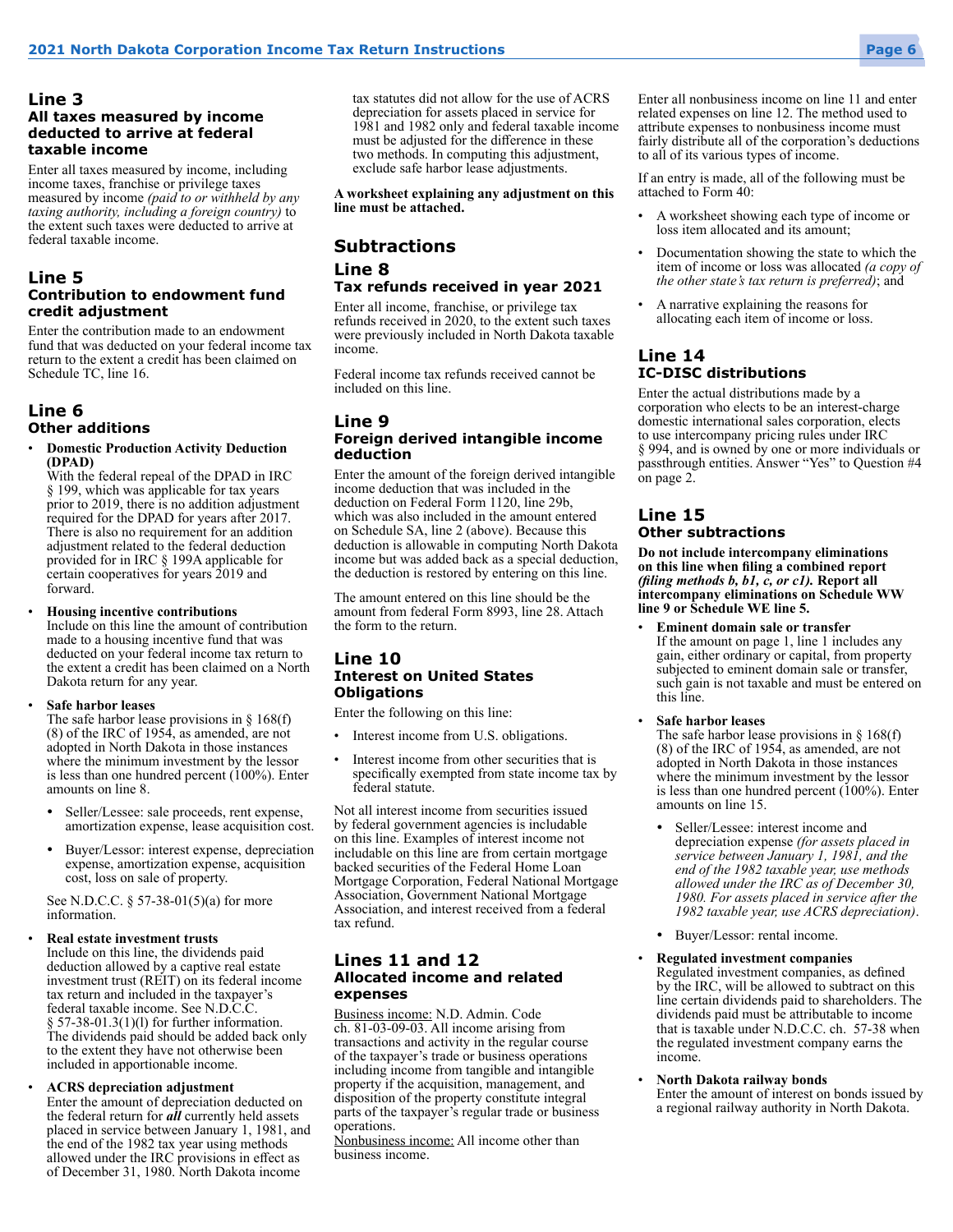## Line 3
### All taxes measured by income deducted to arrive at federal taxable income

Enter all taxes measured by income, including income taxes, franchise or privilege taxes measured by income *(paid to or withheld by any taxing authority, including a foreign country)* to the extent such taxes were deducted to arrive at federal taxable income.

## Line 5
### Contribution to endowment fund credit adjustment

Enter the contribution made to an endowment fund that was deducted on your federal income tax return to the extent a credit has been claimed on Schedule TC, line 16.

## Line 6
### Other additions

- **Domestic Production Activity Deduction (DPAD)**
  With the federal repeal of the DPAD in IRC § 199, which was applicable for tax years prior to 2019, there is no addition adjustment required for the DPAD for years after 2017. There is also no requirement for an addition adjustment related to the federal deduction provided for in IRC § 199A applicable for certain cooperatives for years 2019 and forward.

- **Housing incentive contributions**
  Include on this line the amount of contribution made to a housing incentive fund that was deducted on your federal income tax return to the extent a credit has been claimed on a North Dakota return for any year.

- **Safe harbor leases**
  The safe harbor lease provisions in § 168(f)(8) of the IRC of 1954, as amended, are not adopted in North Dakota in those instances where the minimum investment by the lessor is less than one hundred percent (100%). Enter amounts on line 8.

  - Seller/Lessee: sale proceeds, rent expense, amortization expense, lease acquisition cost.
  - Buyer/Lessor: interest expense, depreciation expense, amortization expense, acquisition cost, loss on sale of property.

  See N.D.C.C. § 57-38-01(5)(a) for more information.

- **Real estate investment trusts**
  Include on this line, the dividends paid deduction allowed by a captive real estate investment trust (REIT) on its federal income tax return and included in the taxpayer's federal taxable income. See N.D.C.C. § 57-38-01.3(1)(l) for further information. The dividends paid should be added back only to the extent they have not otherwise been included in apportionable income.

- **ACRS depreciation adjustment**
  Enter the amount of depreciation deducted on the federal return for ***all*** currently held assets placed in service between January 1, 1981, and the end of the 1982 tax year using methods allowed under the IRC provisions in effect as of December 31, 1980. North Dakota income tax statutes did not allow for the use of ACRS depreciation for assets placed in service for 1981 and 1982 only and federal taxable income must be adjusted for the difference in these two methods. In computing this adjustment, exclude safe harbor lease adjustments.

**A worksheet explaining any adjustment on this line must be attached.**

# Subtractions

## Line 8
### Tax refunds received in year 2021

Enter all income, franchise, or privilege tax refunds received in 2020, to the extent such taxes were previously included in North Dakota taxable income.

Federal income tax refunds received cannot be included on this line.

## Line 9
### Foreign derived intangible income deduction

Enter the amount of the foreign derived intangible income deduction that was included in the deduction on Federal Form 1120, line 29b, which was also included in the amount entered on Schedule SA, line 2 (above). Because this deduction is allowable in computing North Dakota income but was added back as a special deduction, the deduction is restored by entering on this line.

The amount entered on this line should be the amount from federal Form 8993, line 28. Attach the form to the return.

## Line 10
### Interest on United States Obligations

Enter the following on this line:

- Interest income from U.S. obligations.
- Interest income from other securities that is specifically exempted from state income tax by federal statute.

Not all interest income from securities issued by federal government agencies is includable on this line. Examples of interest income not includable on this line are from certain mortgage backed securities of the Federal Home Loan Mortgage Corporation, Federal National Mortgage Association, Government National Mortgage Association, and interest received from a federal tax refund.

## Lines 11 and 12
### Allocated income and related expenses

Business income: N.D. Admin. Code ch. 81-03-09-03. All income arising from transactions and activity in the regular course of the taxpayer's trade or business operations including income from tangible and intangible property if the acquisition, management, and disposition of the property constitute integral parts of the taxpayer's regular trade or business operations.

Nonbusiness income: All income other than business income.

Enter all nonbusiness income on line 11 and enter related expenses on line 12. The method used to attribute expenses to nonbusiness income must fairly distribute all of the corporation's deductions to all of its various types of income.

If an entry is made, all of the following must be attached to Form 40:

- A worksheet showing each type of income or loss item allocated and its amount;
- Documentation showing the state to which the item of income or loss was allocated *(a copy of the other state's tax return is preferred)*; and
- A narrative explaining the reasons for allocating each item of income or loss.

## Line 14
### IC-DISC distributions

Enter the actual distributions made by a corporation who elects to be an interest-charge domestic international sales corporation, elects to use intercompany pricing rules under IRC § 994, and is owned by one or more individuals or passthrough entities. Answer "Yes" to Question #4 on page 2.

## Line 15
### Other subtractions

**Do not include intercompany eliminations on this line when filing a combined report *(filing methods b, b1, c, or c1)*. Report all intercompany eliminations on Schedule WW line 9 or Schedule WE line 5.**

- **Eminent domain sale or transfer**
  If the amount on page 1, line 1 includes any gain, either ordinary or capital, from property subjected to eminent domain sale or transfer, such gain is not taxable and must be entered on this line.

- **Safe harbor leases**
  The safe harbor lease provisions in § 168(f)(8) of the IRC of 1954, as amended, are not adopted in North Dakota in those instances where the minimum investment by the lessor is less than one hundred percent (100%). Enter amounts on line 15.

  - Seller/Lessee: interest income and depreciation expense *(for assets placed in service between January 1, 1981, and the end of the 1982 taxable year, use methods allowed under the IRC as of December 30, 1980. For assets placed in service after the 1982 taxable year, use ACRS depreciation)*.
  - Buyer/Lessor: rental income.

- **Regulated investment companies**
  Regulated investment companies, as defined by the IRC, will be allowed to subtract on this line certain dividends paid to shareholders. The dividends paid must be attributable to income that is taxable under N.D.C.C. ch. 57-38 when the regulated investment company earns the income.

- **North Dakota railway bonds**
  Enter the amount of interest on bonds issued by a regional railway authority in North Dakota.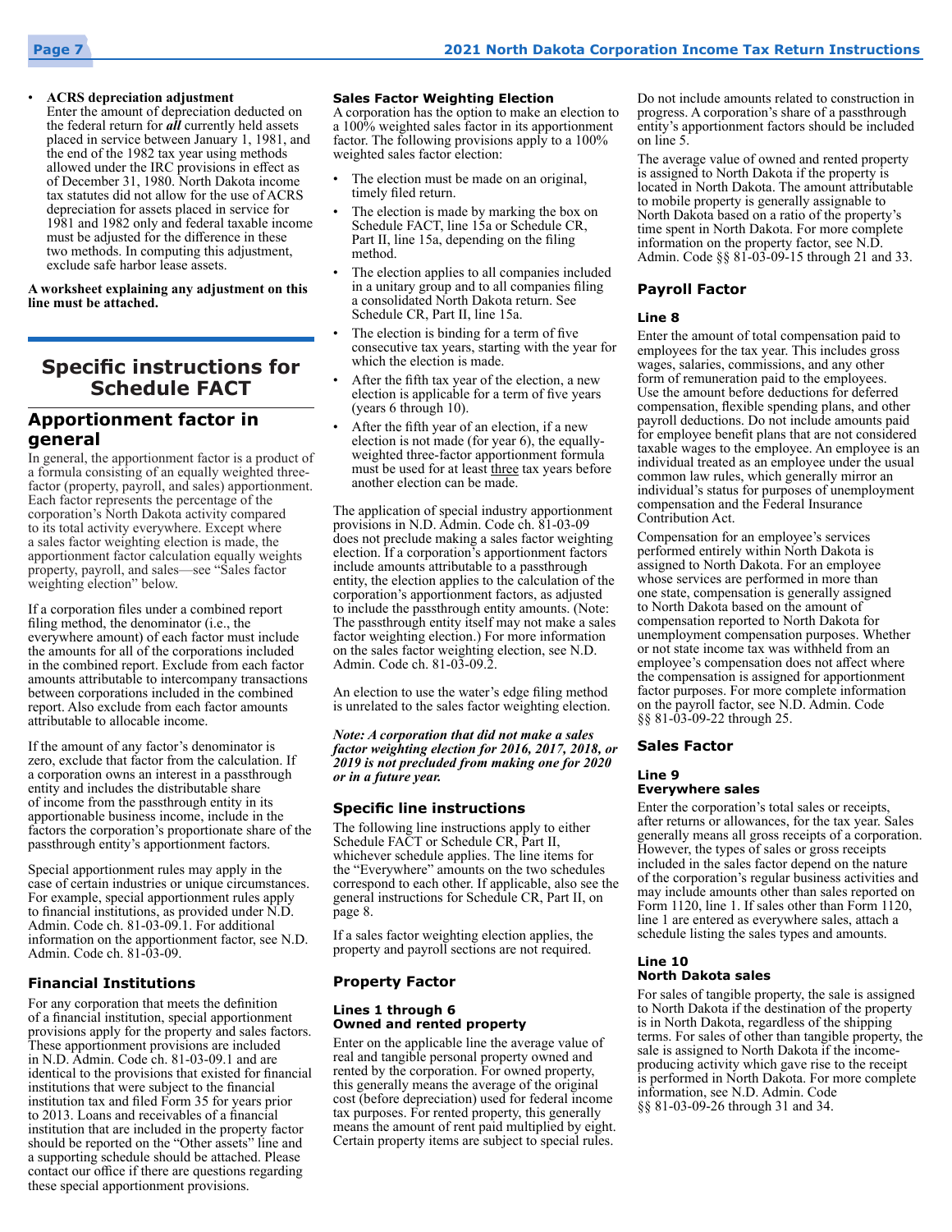- **ACRS depreciation adjustment**
  Enter the amount of depreciation deducted on the federal return for ***all*** currently held assets placed in service between January 1, 1981, and the end of the 1982 tax year using methods allowed under the IRC provisions in effect as of December 31, 1980. North Dakota income tax statutes did not allow for the use of ACRS depreciation for assets placed in service for 1981 and 1982 only and federal taxable income must be adjusted for the difference in these two methods. In computing this adjustment, exclude safe harbor lease assets.

**A worksheet explaining any adjustment on this line must be attached.**

# Specific instructions for Schedule FACT

## Apportionment factor in general

In general, the apportionment factor is a product of a formula consisting of an equally weighted three-factor (property, payroll, and sales) apportionment. Each factor represents the percentage of the corporation's North Dakota activity compared to its total activity everywhere. Except where a sales factor weighting election is made, the apportionment factor calculation equally weights property, payroll, and sales—see "Sales factor weighting election" below.

If a corporation files under a combined report filing method, the denominator (i.e., the everywhere amount) of each factor must include the amounts for all of the corporations included in the combined report. Exclude from each factor amounts attributable to intercompany transactions between corporations included in the combined report. Also exclude from each factor amounts attributable to allocable income.

If the amount of any factor's denominator is zero, exclude that factor from the calculation. If a corporation owns an interest in a passthrough entity and includes the distributable share of income from the passthrough entity in its apportionable business income, include in the factors the corporation's proportionate share of the passthrough entity's apportionment factors.

Special apportionment rules may apply in the case of certain industries or unique circumstances. For example, special apportionment rules apply to financial institutions, as provided under N.D. Admin. Code ch. 81-03-09.1. For additional information on the apportionment factor, see N.D. Admin. Code ch. 81-03-09.

### Financial Institutions

For any corporation that meets the definition of a financial institution, special apportionment provisions apply for the property and sales factors. These apportionment provisions are included in N.D. Admin. Code ch. 81-03-09.1 and are identical to the provisions that existed for financial institutions that were subject to the financial institution tax and filed Form 35 for years prior to 2013. Loans and receivables of a financial institution that are included in the property factor should be reported on the "Other assets" line and a supporting schedule should be attached. Please contact our office if there are questions regarding these special apportionment provisions.

### Sales Factor Weighting Election

A corporation has the option to make an election to a 100% weighted sales factor in its apportionment factor. The following provisions apply to a 100% weighted sales factor election:

- The election must be made on an original, timely filed return.
- The election is made by marking the box on Schedule FACT, line 15a or Schedule CR, Part II, line 15a, depending on the filing method.
- The election applies to all companies included in a unitary group and to all companies filing a consolidated North Dakota return. See Schedule CR, Part II, line 15a.
- The election is binding for a term of five consecutive tax years, starting with the year for which the election is made.
- After the fifth tax year of the election, a new election is applicable for a term of five years (years 6 through 10).
- After the fifth year of an election, if a new election is not made (for year 6), the equally-weighted three-factor apportionment formula must be used for at least three tax years before another election can be made.

The application of special industry apportionment provisions in N.D. Admin. Code ch. 81-03-09 does not preclude making a sales factor weighting election. If a corporation's apportionment factors include amounts attributable to a passthrough entity, the election applies to the calculation of the corporation's apportionment factors, as adjusted to include the passthrough entity amounts. (Note: The passthrough entity itself may not make a sales factor weighting election.) For more information on the sales factor weighting election, see N.D. Admin. Code ch. 81-03-09.2.

An election to use the water's edge filing method is unrelated to the sales factor weighting election.

***Note: A corporation that did not make a sales factor weighting election for 2016, 2017, 2018, or 2019 is not precluded from making one for 2020 or in a future year.***

### Specific line instructions

The following line instructions apply to either Schedule FACT or Schedule CR, Part II, whichever schedule applies. The line items for the "Everywhere" amounts on the two schedules correspond to each other. If applicable, also see the general instructions for Schedule CR, Part II, on page 8.

If a sales factor weighting election applies, the property and payroll sections are not required.

### Property Factor

#### Lines 1 through 6
#### Owned and rented property

Enter on the applicable line the average value of real and tangible personal property owned and rented by the corporation. For owned property, this generally means the average of the original cost (before depreciation) used for federal income tax purposes. For rented property, this generally means the amount of rent paid multiplied by eight. Certain property items are subject to special rules. Do not include amounts related to construction in progress. A corporation's share of a passthrough entity's apportionment factors should be included on line 5.

The average value of owned and rented property is assigned to North Dakota if the property is located in North Dakota. The amount attributable to mobile property is generally assignable to North Dakota based on a ratio of the property's time spent in North Dakota. For more complete information on the property factor, see N.D. Admin. Code §§ 81-03-09-15 through 21 and 33.

### Payroll Factor

#### Line 8

Enter the amount of total compensation paid to employees for the tax year. This includes gross wages, salaries, commissions, and any other form of remuneration paid to the employees. Use the amount before deductions for deferred compensation, flexible spending plans, and other payroll deductions. Do not include amounts paid for employee benefit plans that are not considered taxable wages to the employee. An employee is an individual treated as an employee under the usual common law rules, which generally mirror an individual's status for purposes of unemployment compensation and the Federal Insurance Contribution Act.

Compensation for an employee's services performed entirely within North Dakota is assigned to North Dakota. For an employee whose services are performed in more than one state, compensation is generally assigned to North Dakota based on the amount of compensation reported to North Dakota for unemployment compensation purposes. Whether or not state income tax was withheld from an employee's compensation does not affect where the compensation is assigned for apportionment factor purposes. For more complete information on the payroll factor, see N.D. Admin. Code §§ 81-03-09-22 through 25.

### Sales Factor

#### Line 9
#### Everywhere sales

Enter the corporation's total sales or receipts, after returns or allowances, for the tax year. Sales generally means all gross receipts of a corporation. However, the types of sales or gross receipts included in the sales factor depend on the nature of the corporation's regular business activities and may include amounts other than sales reported on Form 1120, line 1. If sales other than Form 1120, line 1 are entered as everywhere sales, attach a schedule listing the sales types and amounts.

#### Line 10
#### North Dakota sales

For sales of tangible property, the sale is assigned to North Dakota if the destination of the property is in North Dakota, regardless of the shipping terms. For sales of other than tangible property, the sale is assigned to North Dakota if the income-producing activity which gave rise to the receipt is performed in North Dakota. For more complete information, see N.D. Admin. Code §§ 81-03-09-26 through 31 and 34.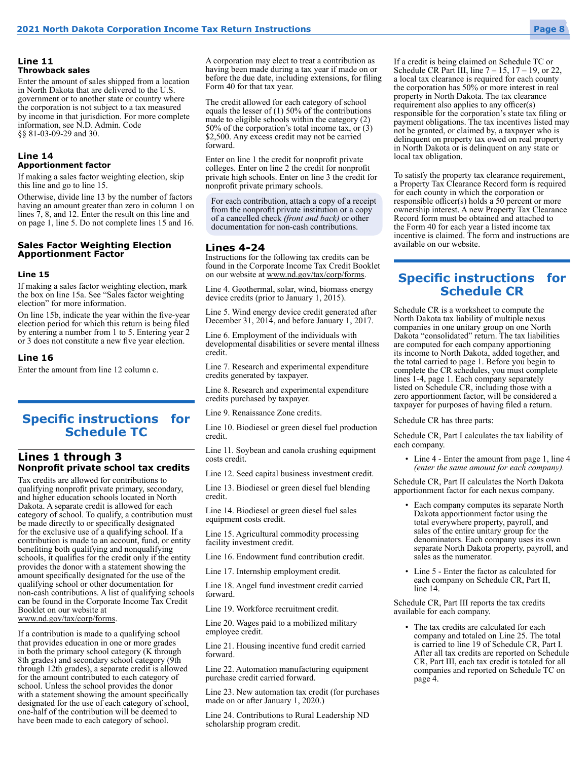### Line 11
**Throwback sales**

Enter the amount of sales shipped from a location in North Dakota that are delivered to the U.S. government or to another state or country where the corporation is not subject to a tax measured by income in that jurisdiction. For more complete information, see N.D. Admin. Code §§ 81-03-09-29 and 30.

### Line 14
**Apportionment factor**

If making a sales factor weighting election, skip this line and go to line 15.

Otherwise, divide line 13 by the number of factors having an amount greater than zero in column 1 on lines 7, 8, and 12. Enter the result on this line and on page 1, line 5. Do not complete lines 15 and 16.

### Sales Factor Weighting Election Apportionment Factor

### Line 15

If making a sales factor weighting election, mark the box on line 15a. See "Sales factor weighting election" for more information.

On line 15b, indicate the year within the five-year election period for which this return is being filed by entering a number from 1 to 5. Entering year 2 or 3 does not constitute a new five year election.

### Line 16

Enter the amount from line 12 column c.

## Specific instructions for Schedule TC

### Lines 1 through 3
**Nonprofit private school tax credits**

Tax credits are allowed for contributions to qualifying nonprofit private primary, secondary, and higher education schools located in North Dakota. A separate credit is allowed for each category of school. To qualify, a contribution must be made directly to or specifically designated for the exclusive use of a qualifying school. If a contribution is made to an account, fund, or entity benefiting both qualifying and nonqualifying schools, it qualifies for the credit only if the entity provides the donor with a statement showing the amount specifically designated for the use of the qualifying school or other documentation for non-cash contributions. A list of qualifying schools can be found in the Corporate Income Tax Credit Booklet on our website at www.nd.gov/tax/corp/forms.

If a contribution is made to a qualifying school that provides education in one or more grades in both the primary school category (K through 8th grades) and secondary school category (9th through 12th grades), a separate credit is allowed for the amount contributed to each category of school. Unless the school provides the donor with a statement showing the amount specifically designated for the use of each category of school, one-half of the contribution will be deemed to have been made to each category of school.

A corporation may elect to treat a contribution as having been made during a tax year if made on or before the due date, including extensions, for filing Form 40 for that tax year.

The credit allowed for each category of school equals the lesser of (1) 50% of the contributions made to eligible schools within the category (2) 50% of the corporation's total income tax, or (3) $2,500. Any excess credit may not be carried forward.

Enter on line 1 the credit for nonprofit private colleges. Enter on line 2 the credit for nonprofit private high schools. Enter on line 3 the credit for nonprofit private primary schools.

> For each contribution, attach a copy of a receipt from the nonprofit private institution or a copy of a cancelled check *(front and back)* or other documentation for non-cash contributions.

### Lines 4-24

Instructions for the following tax credits can be found in the Corporate Income Tax Credit Booklet on our website at www.nd.gov/tax/corp/forms.

Line 4. Geothermal, solar, wind, biomass energy device credits (prior to January 1, 2015).

Line 5. Wind energy device credit generated after December 31, 2014, and before January 1, 2017.

Line 6. Employment of the individuals with developmental disabilities or severe mental illness credit.

Line 7. Research and experimental expenditure credits generated by taxpayer.

Line 8. Research and experimental expenditure credits purchased by taxpayer.

Line 9. Renaissance Zone credits.

Line 10. Biodiesel or green diesel fuel production credit.

Line 11. Soybean and canola crushing equipment costs credit.

Line 12. Seed capital business investment credit.

Line 13. Biodiesel or green diesel fuel blending credit.

Line 14. Biodiesel or green diesel fuel sales equipment costs credit.

Line 15. Agricultural commodity processing facility investment credit.

Line 16. Endowment fund contribution credit.

Line 17. Internship employment credit.

Line 18. Angel fund investment credit carried forward.

Line 19. Workforce recruitment credit.

Line 20. Wages paid to a mobilized military employee credit.

Line 21. Housing incentive fund credit carried forward.

Line 22. Automation manufacturing equipment purchase credit carried forward.

Line 23. New automation tax credit (for purchases made on or after January 1, 2020.)

Line 24. Contributions to Rural Leadership ND scholarship program credit.

If a credit is being claimed on Schedule TC or Schedule CR Part III, line 7 – 15, 17 – 19, or 22, a local tax clearance is required for each county the corporation has 50% or more interest in real property in North Dakota. The tax clearance requirement also applies to any officer(s) responsible for the corporation's state tax filing or payment obligations. The tax incentives listed may not be granted, or claimed by, a taxpayer who is delinquent on property tax owed on real property in North Dakota or is delinquent on any state or local tax obligation.

To satisfy the property tax clearance requirement, a Property Tax Clearance Record form is required for each county in which the corporation or responsible officer(s) holds a 50 percent or more ownership interest. A new Property Tax Clearance Record form must be obtained and attached to the Form 40 for each year a listed income tax incentive is claimed. The form and instructions are available on our website.

## Specific instructions for Schedule CR

Schedule CR is a worksheet to compute the North Dakota tax liability of multiple nexus companies in one unitary group on one North Dakota "consolidated" return. The tax liabilities are computed for each company apportioning its income to North Dakota, added together, and the total carried to page 1. Before you begin to complete the CR schedules, you must complete lines 1-4, page 1. Each company separately listed on Schedule CR, including those with a zero apportionment factor, will be considered a taxpayer for purposes of having filed a return.

Schedule CR has three parts:

Schedule CR, Part I calculates the tax liability of each company.

- Line 4 - Enter the amount from page 1, line 4 *(enter the same amount for each company).*

Schedule CR, Part II calculates the North Dakota apportionment factor for each nexus company.

- Each company computes its separate North Dakota apportionment factor using the total everywhere property, payroll, and sales of the entire unitary group for the denominators. Each company uses its own separate North Dakota property, payroll, and sales as the numerator.
- Line 5 - Enter the factor as calculated for each company on Schedule CR, Part II, line 14.

Schedule CR, Part III reports the tax credits available for each company.

- The tax credits are calculated for each company and totaled on Line 25. The total is carried to line 19 of Schedule CR, Part I. After all tax credits are reported on Schedule CR, Part III, each tax credit is totaled for all companies and reported on Schedule TC on page 4.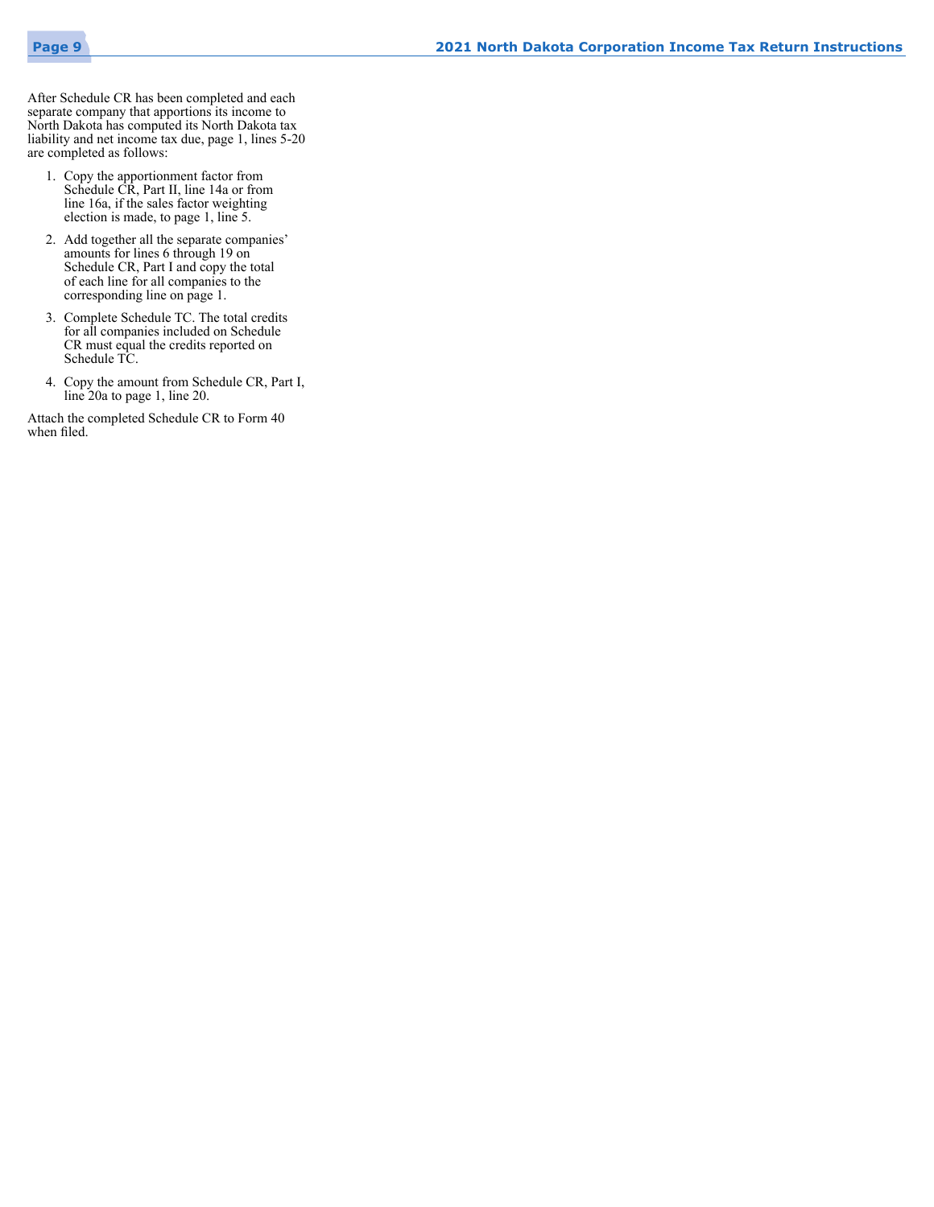After Schedule CR has been completed and each separate company that apportions its income to North Dakota has computed its North Dakota tax liability and net income tax due, page 1, lines 5-20 are completed as follows:

1. Copy the apportionment factor from Schedule CR, Part II, line 14a or from line 16a, if the sales factor weighting election is made, to page 1, line 5.
2. Add together all the separate companies' amounts for lines 6 through 19 on Schedule CR, Part I and copy the total of each line for all companies to the corresponding line on page 1.
3. Complete Schedule TC. The total credits for all companies included on Schedule CR must equal the credits reported on Schedule TC.
4. Copy the amount from Schedule CR, Part I, line 20a to page 1, line 20.

Attach the completed Schedule CR to Form 40 when filed.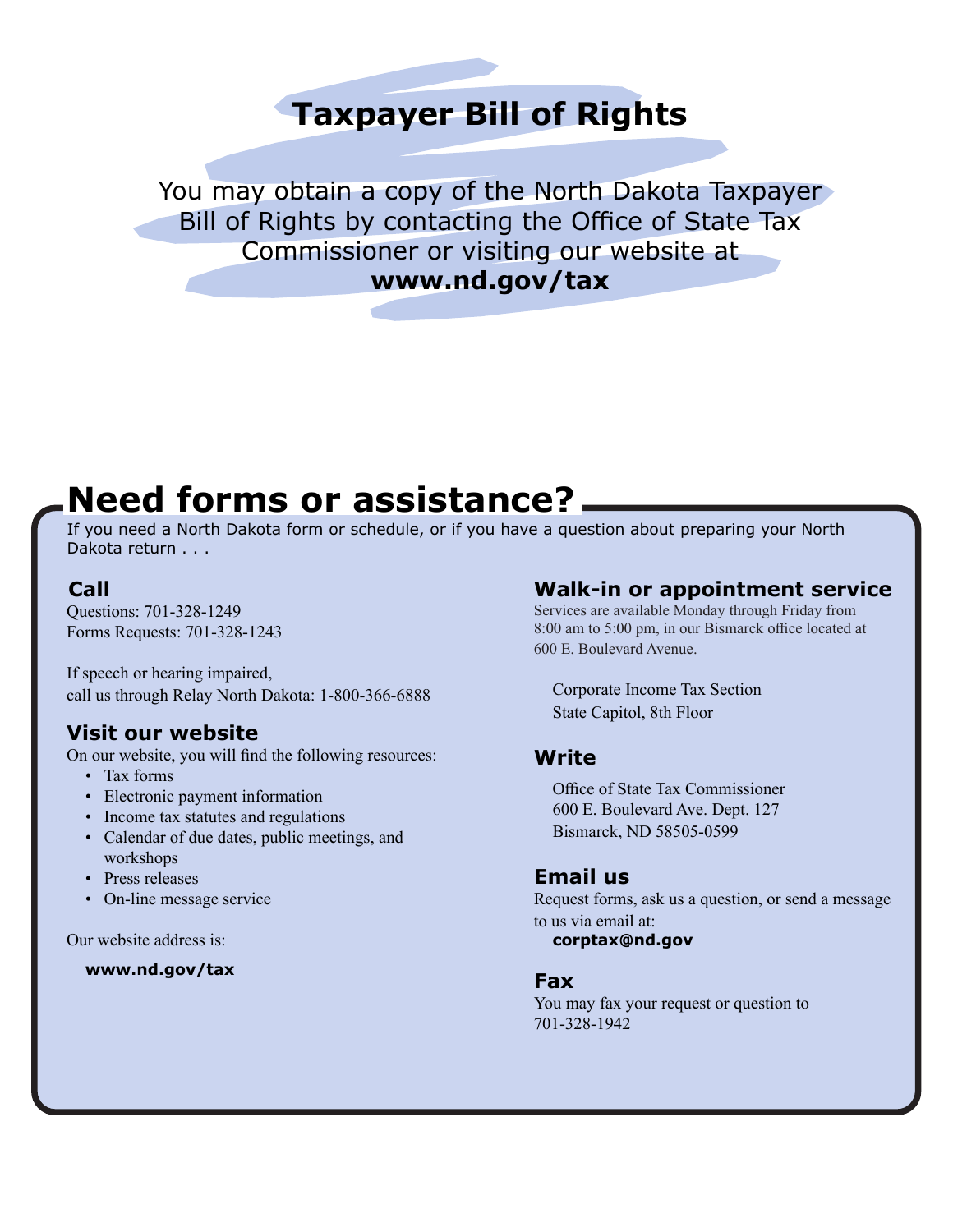# Taxpayer Bill of Rights

You may obtain a copy of the North Dakota Taxpayer Bill of Rights by contacting the Office of State Tax Commissioner or visiting our website at **www.nd.gov/tax**

# Need forms or assistance?

If you need a North Dakota form or schedule, or if you have a question about preparing your North Dakota return . . .

### Call

Questions: 701-328-1249
Forms Requests: 701-328-1243

If speech or hearing impaired,
call us through Relay North Dakota: 1-800-366-6888

### Visit our website

On our website, you will find the following resources:

- Tax forms
- Electronic payment information
- Income tax statutes and regulations
- Calendar of due dates, public meetings, and workshops
- Press releases
- On-line message service

Our website address is:

**www.nd.gov/tax**

### Walk-in or appointment service

Services are available Monday through Friday from 8:00 am to 5:00 pm, in our Bismarck office located at 600 E. Boulevard Avenue.

Corporate Income Tax Section
State Capitol, 8th Floor

### Write

Office of State Tax Commissioner
600 E. Boulevard Ave. Dept. 127
Bismarck, ND 58505-0599

### Email us

Request forms, ask us a question, or send a message to us via email at:

**corptax@nd.gov**

### Fax

You may fax your request or question to 701-328-1942